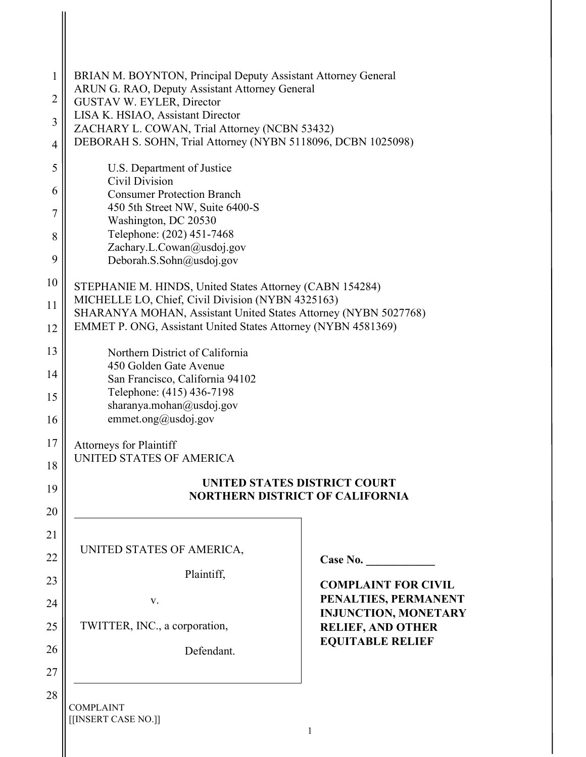BRIAN M. BOYNTON, Principal Deputy Assistant Attorney General
ARUN G. RAO, Deputy Assistant Attorney General
GUSTAV W. EYLER, Director
LISA K. HSIAO, Assistant Director
ZACHARY L. COWAN, Trial Attorney (NCBN 53432)
DEBORAH S. SOHN, Trial Attorney (NYBN 5118096, DCBN 1025098)

U.S. Department of Justice
Civil Division
Consumer Protection Branch
450 5th Street NW, Suite 6400-S
Washington, DC 20530
Telephone: (202) 451-7468
Zachary.L.Cowan@usdoj.gov
Deborah.S.Sohn@usdoj.gov

STEPHANIE M. HINDS, United States Attorney (CABN 154284)
MICHELLE LO, Chief, Civil Division (NYBN 4325163)
SHARANYA MOHAN, Assistant United States Attorney (NYBN 5027768)
EMMET P. ONG, Assistant United States Attorney (NYBN 4581369)

Northern District of California
450 Golden Gate Avenue
San Francisco, California 94102
Telephone: (415) 436-7198
sharanya.mohan@usdoj.gov
emmet.ong@usdoj.gov

Attorneys for Plaintiff
UNITED STATES OF AMERICA

**UNITED STATES DISTRICT COURT**
**NORTHERN DISTRICT OF CALIFORNIA**

UNITED STATES OF AMERICA,

Plaintiff,

v.

TWITTER, INC., a corporation,

Defendant.

**Case No. ____________**

**COMPLAINT FOR CIVIL PENALTIES, PERMANENT INJUNCTION, MONETARY RELIEF, AND OTHER EQUITABLE RELIEF**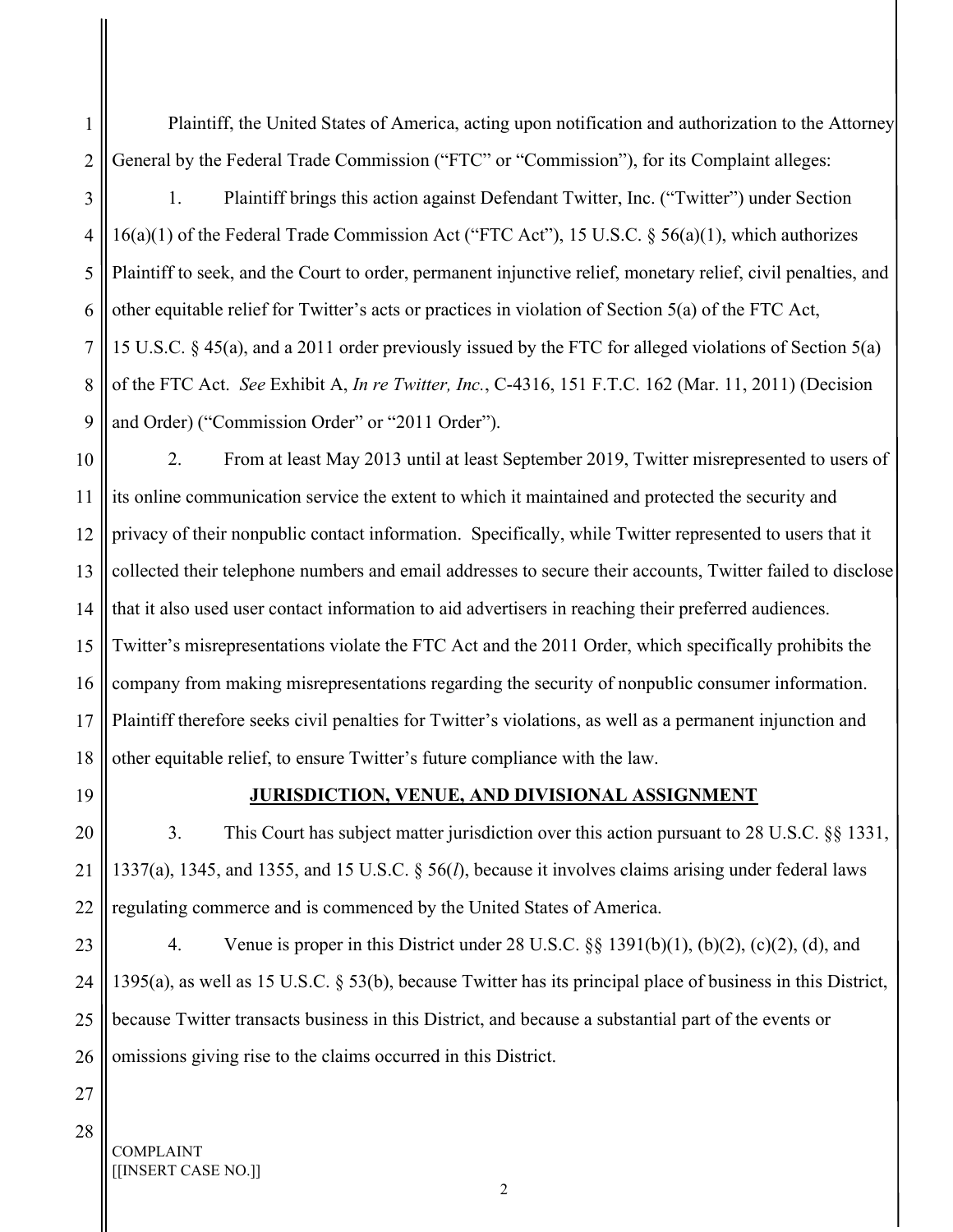Plaintiff, the United States of America, acting upon notification and authorization to the Attorney General by the Federal Trade Commission ("FTC" or "Commission"), for its Complaint alleges:

1. Plaintiff brings this action against Defendant Twitter, Inc. ("Twitter") under Section 16(a)(1) of the Federal Trade Commission Act ("FTC Act"), 15 U.S.C. § 56(a)(1), which authorizes Plaintiff to seek, and the Court to order, permanent injunctive relief, monetary relief, civil penalties, and other equitable relief for Twitter's acts or practices in violation of Section 5(a) of the FTC Act, 15 U.S.C. § 45(a), and a 2011 order previously issued by the FTC for alleged violations of Section 5(a) of the FTC Act. *See* Exhibit A, *In re Twitter, Inc.*, C-4316, 151 F.T.C. 162 (Mar. 11, 2011) (Decision and Order) ("Commission Order" or "2011 Order").

2. From at least May 2013 until at least September 2019, Twitter misrepresented to users of its online communication service the extent to which it maintained and protected the security and privacy of their nonpublic contact information. Specifically, while Twitter represented to users that it collected their telephone numbers and email addresses to secure their accounts, Twitter failed to disclose that it also used user contact information to aid advertisers in reaching their preferred audiences. Twitter's misrepresentations violate the FTC Act and the 2011 Order, which specifically prohibits the company from making misrepresentations regarding the security of nonpublic consumer information. Plaintiff therefore seeks civil penalties for Twitter's violations, as well as a permanent injunction and other equitable relief, to ensure Twitter's future compliance with the law.

## JURISDICTION, VENUE, AND DIVISIONAL ASSIGNMENT

3. This Court has subject matter jurisdiction over this action pursuant to 28 U.S.C. §§ 1331, 1337(a), 1345, and 1355, and 15 U.S.C. § 56(*l*), because it involves claims arising under federal laws regulating commerce and is commenced by the United States of America.

4. Venue is proper in this District under 28 U.S.C. §§ 1391(b)(1), (b)(2), (c)(2), (d), and 1395(a), as well as 15 U.S.C. § 53(b), because Twitter has its principal place of business in this District, because Twitter transacts business in this District, and because a substantial part of the events or omissions giving rise to the claims occurred in this District.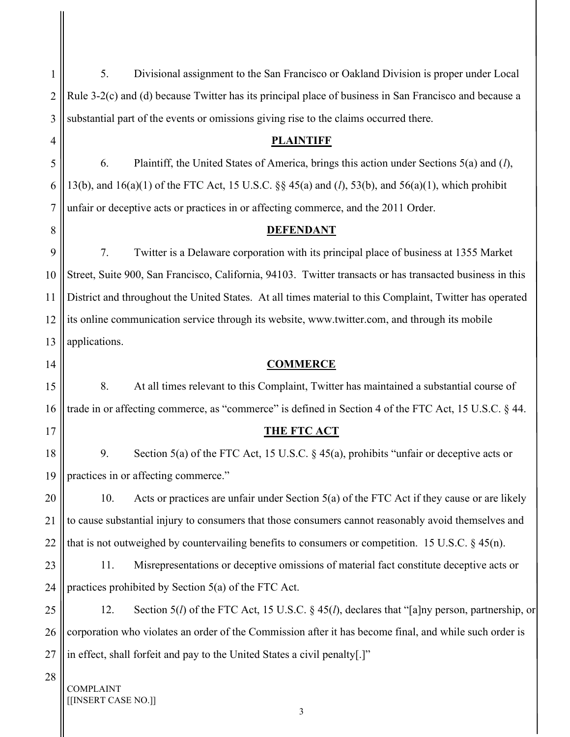5. Divisional assignment to the San Francisco or Oakland Division is proper under Local Rule 3-2(c) and (d) because Twitter has its principal place of business in San Francisco and because a substantial part of the events or omissions giving rise to the claims occurred there.

## PLAINTIFF

6. Plaintiff, the United States of America, brings this action under Sections 5(a) and (*l*), 13(b), and 16(a)(1) of the FTC Act, 15 U.S.C. §§ 45(a) and (*l*), 53(b), and 56(a)(1), which prohibit unfair or deceptive acts or practices in or affecting commerce, and the 2011 Order.

## DEFENDANT

7. Twitter is a Delaware corporation with its principal place of business at 1355 Market Street, Suite 900, San Francisco, California, 94103. Twitter transacts or has transacted business in this District and throughout the United States. At all times material to this Complaint, Twitter has operated its online communication service through its website, www.twitter.com, and through its mobile applications.

## COMMERCE

8. At all times relevant to this Complaint, Twitter has maintained a substantial course of trade in or affecting commerce, as "commerce" is defined in Section 4 of the FTC Act, 15 U.S.C. § 44.

## THE FTC ACT

9. Section 5(a) of the FTC Act, 15 U.S.C. § 45(a), prohibits "unfair or deceptive acts or practices in or affecting commerce."

10. Acts or practices are unfair under Section 5(a) of the FTC Act if they cause or are likely to cause substantial injury to consumers that those consumers cannot reasonably avoid themselves and that is not outweighed by countervailing benefits to consumers or competition. 15 U.S.C. § 45(n).

11. Misrepresentations or deceptive omissions of material fact constitute deceptive acts or practices prohibited by Section 5(a) of the FTC Act.

12. Section 5(*l*) of the FTC Act, 15 U.S.C. § 45(*l*), declares that "[a]ny person, partnership, or corporation who violates an order of the Commission after it has become final, and while such order is in effect, shall forfeit and pay to the United States a civil penalty[.]"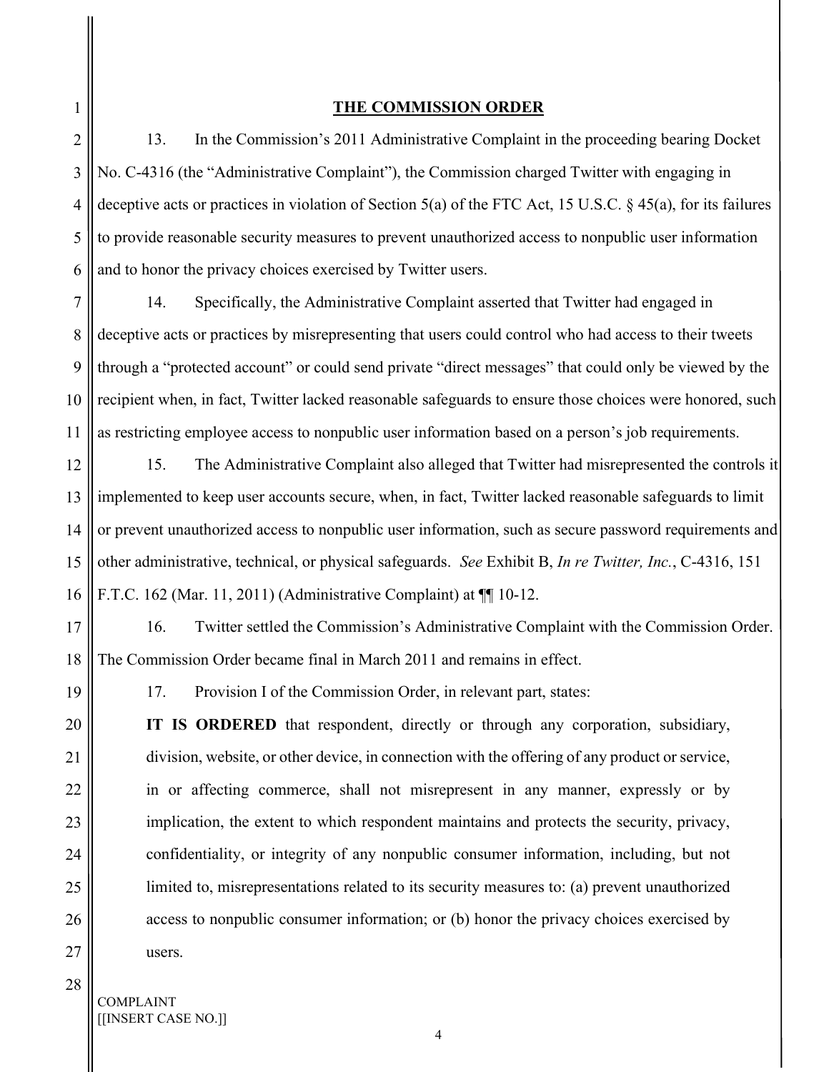## THE COMMISSION ORDER

13. In the Commission's 2011 Administrative Complaint in the proceeding bearing Docket No. C-4316 (the "Administrative Complaint"), the Commission charged Twitter with engaging in deceptive acts or practices in violation of Section 5(a) of the FTC Act, 15 U.S.C. § 45(a), for its failures to provide reasonable security measures to prevent unauthorized access to nonpublic user information and to honor the privacy choices exercised by Twitter users.

14. Specifically, the Administrative Complaint asserted that Twitter had engaged in deceptive acts or practices by misrepresenting that users could control who had access to their tweets through a "protected account" or could send private "direct messages" that could only be viewed by the recipient when, in fact, Twitter lacked reasonable safeguards to ensure those choices were honored, such as restricting employee access to nonpublic user information based on a person's job requirements.

15. The Administrative Complaint also alleged that Twitter had misrepresented the controls it implemented to keep user accounts secure, when, in fact, Twitter lacked reasonable safeguards to limit or prevent unauthorized access to nonpublic user information, such as secure password requirements and other administrative, technical, or physical safeguards. *See* Exhibit B, *In re Twitter, Inc.*, C-4316, 151 F.T.C. 162 (Mar. 11, 2011) (Administrative Complaint) at ¶¶ 10-12.

16. Twitter settled the Commission's Administrative Complaint with the Commission Order. The Commission Order became final in March 2011 and remains in effect.

17. Provision I of the Commission Order, in relevant part, states:

> **IT IS ORDERED** that respondent, directly or through any corporation, subsidiary, division, website, or other device, in connection with the offering of any product or service, in or affecting commerce, shall not misrepresent in any manner, expressly or by implication, the extent to which respondent maintains and protects the security, privacy, confidentiality, or integrity of any nonpublic consumer information, including, but not limited to, misrepresentations related to its security measures to: (a) prevent unauthorized access to nonpublic consumer information; or (b) honor the privacy choices exercised by users.

COMPLAINT
[[INSERT CASE NO.]]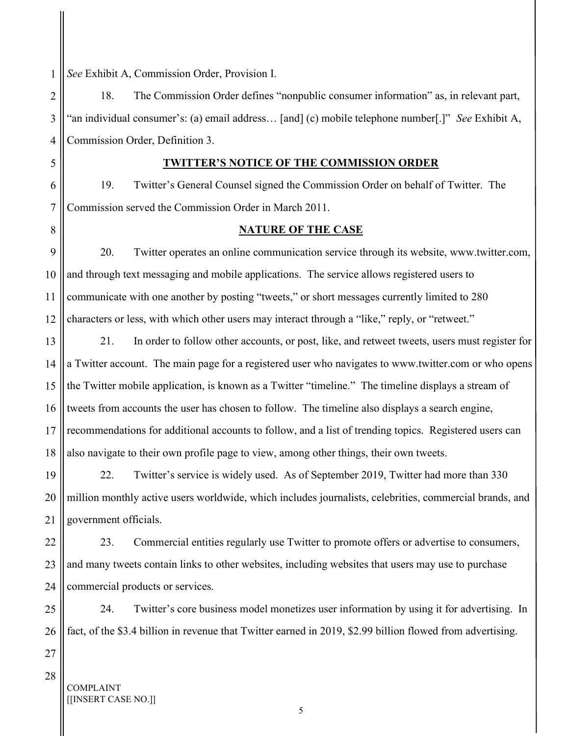*See* Exhibit A, Commission Order, Provision I.

18. The Commission Order defines "nonpublic consumer information" as, in relevant part, "an individual consumer's: (a) email address… [and] (c) mobile telephone number[.]" *See* Exhibit A, Commission Order, Definition 3.

## TWITTER'S NOTICE OF THE COMMISSION ORDER

19. Twitter's General Counsel signed the Commission Order on behalf of Twitter. The Commission served the Commission Order in March 2011.

## NATURE OF THE CASE

20. Twitter operates an online communication service through its website, www.twitter.com, and through text messaging and mobile applications. The service allows registered users to communicate with one another by posting "tweets," or short messages currently limited to 280 characters or less, with which other users may interact through a "like," reply, or "retweet."

21. In order to follow other accounts, or post, like, and retweet tweets, users must register for a Twitter account. The main page for a registered user who navigates to www.twitter.com or who opens the Twitter mobile application, is known as a Twitter "timeline." The timeline displays a stream of tweets from accounts the user has chosen to follow. The timeline also displays a search engine, recommendations for additional accounts to follow, and a list of trending topics. Registered users can also navigate to their own profile page to view, among other things, their own tweets.

22. Twitter's service is widely used. As of September 2019, Twitter had more than 330 million monthly active users worldwide, which includes journalists, celebrities, commercial brands, and government officials.

23. Commercial entities regularly use Twitter to promote offers or advertise to consumers, and many tweets contain links to other websites, including websites that users may use to purchase commercial products or services.

24. Twitter's core business model monetizes user information by using it for advertising. In fact, of the $3.4 billion in revenue that Twitter earned in 2019, $2.99 billion flowed from advertising.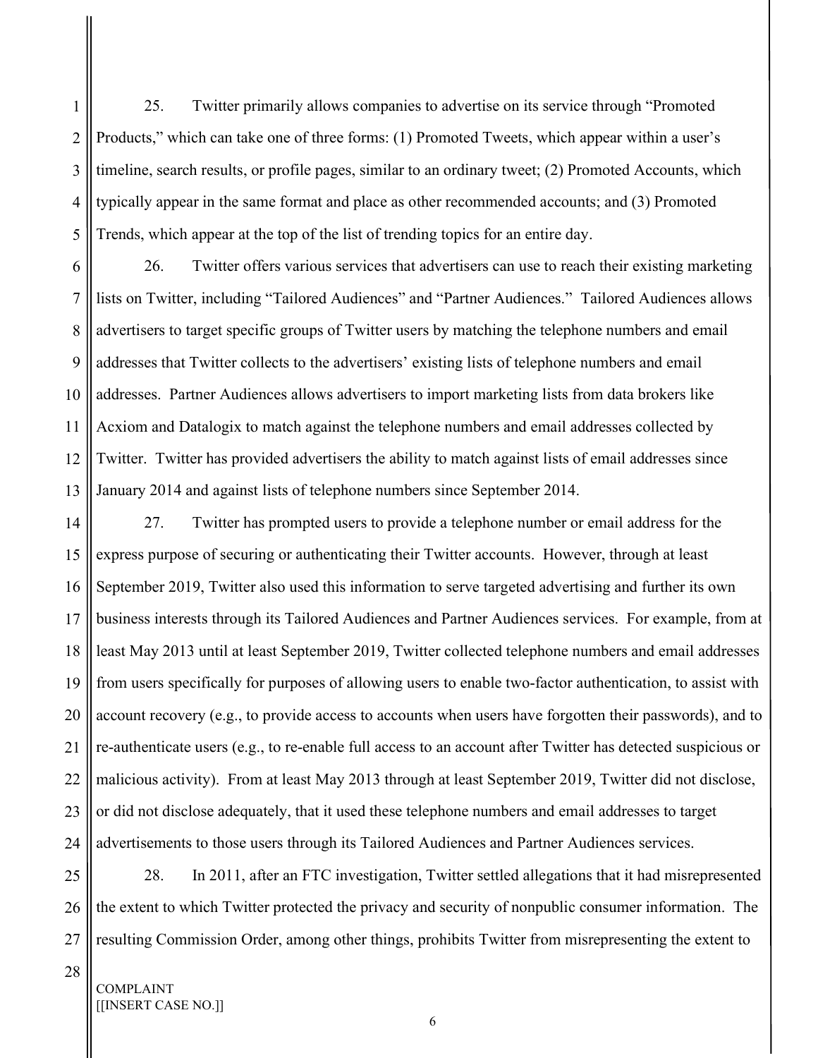25. Twitter primarily allows companies to advertise on its service through "Promoted Products," which can take one of three forms: (1) Promoted Tweets, which appear within a user's timeline, search results, or profile pages, similar to an ordinary tweet; (2) Promoted Accounts, which typically appear in the same format and place as other recommended accounts; and (3) Promoted Trends, which appear at the top of the list of trending topics for an entire day.

26. Twitter offers various services that advertisers can use to reach their existing marketing lists on Twitter, including "Tailored Audiences" and "Partner Audiences." Tailored Audiences allows advertisers to target specific groups of Twitter users by matching the telephone numbers and email addresses that Twitter collects to the advertisers' existing lists of telephone numbers and email addresses. Partner Audiences allows advertisers to import marketing lists from data brokers like Acxiom and Datalogix to match against the telephone numbers and email addresses collected by Twitter. Twitter has provided advertisers the ability to match against lists of email addresses since January 2014 and against lists of telephone numbers since September 2014.

27. Twitter has prompted users to provide a telephone number or email address for the express purpose of securing or authenticating their Twitter accounts. However, through at least September 2019, Twitter also used this information to serve targeted advertising and further its own business interests through its Tailored Audiences and Partner Audiences services. For example, from at least May 2013 until at least September 2019, Twitter collected telephone numbers and email addresses from users specifically for purposes of allowing users to enable two-factor authentication, to assist with account recovery (e.g., to provide access to accounts when users have forgotten their passwords), and to re-authenticate users (e.g., to re-enable full access to an account after Twitter has detected suspicious or malicious activity). From at least May 2013 through at least September 2019, Twitter did not disclose, or did not disclose adequately, that it used these telephone numbers and email addresses to target advertisements to those users through its Tailored Audiences and Partner Audiences services.

28. In 2011, after an FTC investigation, Twitter settled allegations that it had misrepresented the extent to which Twitter protected the privacy and security of nonpublic consumer information. The resulting Commission Order, among other things, prohibits Twitter from misrepresenting the extent to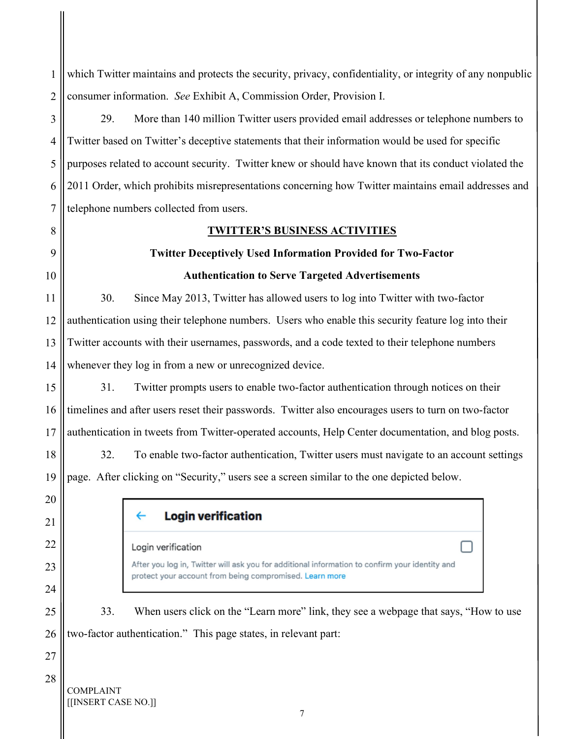which Twitter maintains and protects the security, privacy, confidentiality, or integrity of any nonpublic consumer information. *See* Exhibit A, Commission Order, Provision I.

29. More than 140 million Twitter users provided email addresses or telephone numbers to Twitter based on Twitter's deceptive statements that their information would be used for specific purposes related to account security. Twitter knew or should have known that its conduct violated the 2011 Order, which prohibits misrepresentations concerning how Twitter maintains email addresses and telephone numbers collected from users.

## TWITTER'S BUSINESS ACTIVITIES

### Twitter Deceptively Used Information Provided for Two-Factor Authentication to Serve Targeted Advertisements

30. Since May 2013, Twitter has allowed users to log into Twitter with two-factor authentication using their telephone numbers. Users who enable this security feature log into their Twitter accounts with their usernames, passwords, and a code texted to their telephone numbers whenever they log in from a new or unrecognized device.

31. Twitter prompts users to enable two-factor authentication through notices on their timelines and after users reset their passwords. Twitter also encourages users to turn on two-factor authentication in tweets from Twitter-operated accounts, Help Center documentation, and blog posts.

32. To enable two-factor authentication, Twitter users must navigate to an account settings page. After clicking on "Security," users see a screen similar to the one depicted below.

> ← **Login verification**
>
> Login verification ☐
>
> After you log in, Twitter will ask you for additional information to confirm your identity and protect your account from being compromised. Learn more

33. When users click on the "Learn more" link, they see a webpage that says, "How to use two-factor authentication." This page states, in relevant part: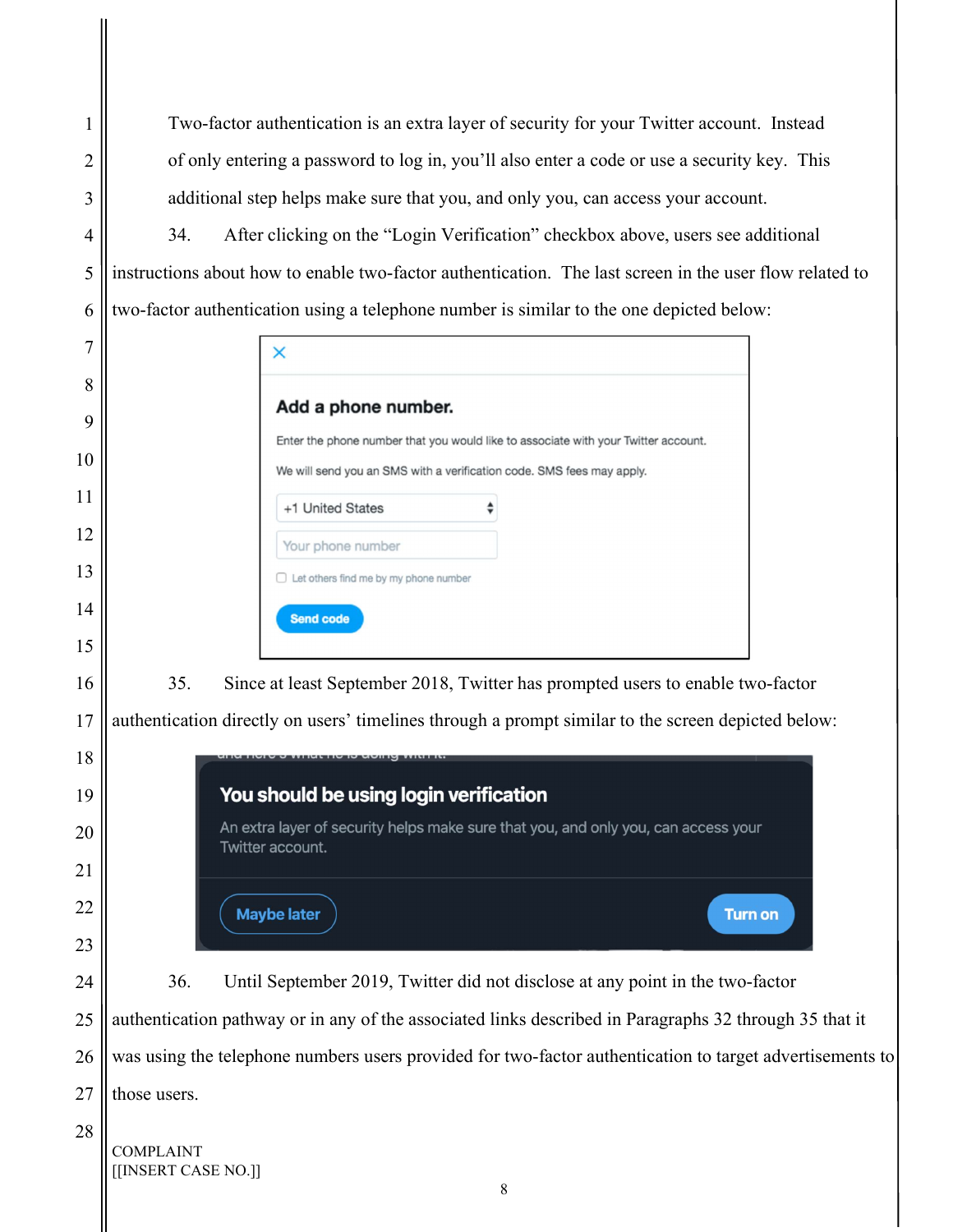Two-factor authentication is an extra layer of security for your Twitter account. Instead of only entering a password to log in, you'll also enter a code or use a security key. This additional step helps make sure that you, and only you, can access your account.

34. After clicking on the "Login Verification" checkbox above, users see additional instructions about how to enable two-factor authentication. The last screen in the user flow related to two-factor authentication using a telephone number is similar to the one depicted below:

**Add a phone number.**

Enter the phone number that you would like to associate with your Twitter account.

We will send you an SMS with a verification code. SMS fees may apply.

+1 United States

Your phone number

Let others find me by my phone number

Send code

35. Since at least September 2018, Twitter has prompted users to enable two-factor authentication directly on users' timelines through a prompt similar to the screen depicted below:

**You should be using login verification**

An extra layer of security helps make sure that you, and only you, can access your Twitter account.

Maybe later | Turn on

36. Until September 2019, Twitter did not disclose at any point in the two-factor authentication pathway or in any of the associated links described in Paragraphs 32 through 35 that it was using the telephone numbers users provided for two-factor authentication to target advertisements to those users.

COMPLAINT
[[INSERT CASE NO.]]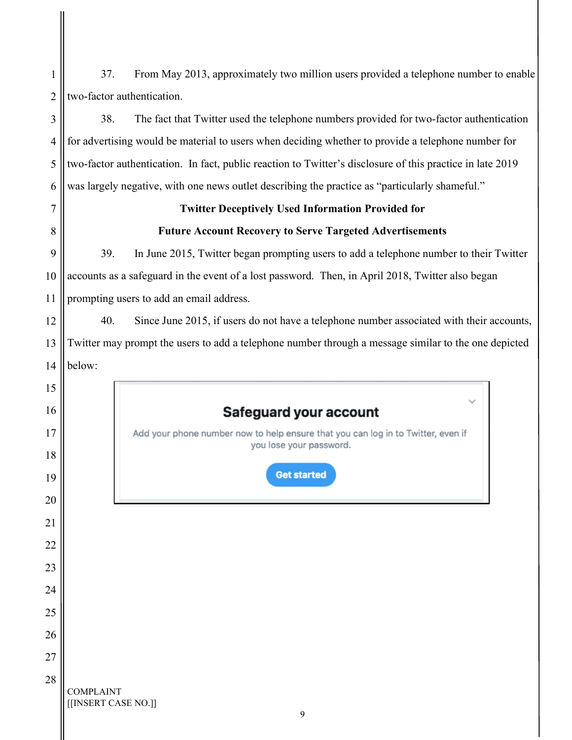37. From May 2013, approximately two million users provided a telephone number to enable two-factor authentication.

38. The fact that Twitter used the telephone numbers provided for two-factor authentication for advertising would be material to users when deciding whether to provide a telephone number for two-factor authentication. In fact, public reaction to Twitter's disclosure of this practice in late 2019 was largely negative, with one news outlet describing the practice as "particularly shameful."

**Twitter Deceptively Used Information Provided for Future Account Recovery to Serve Targeted Advertisements**

39. In June 2015, Twitter began prompting users to add a telephone number to their Twitter accounts as a safeguard in the event of a lost password. Then, in April 2018, Twitter also began prompting users to add an email address.

40. Since June 2015, if users do not have a telephone number associated with their accounts, Twitter may prompt the users to add a telephone number through a message similar to the one depicted below:

> **Safeguard your account**
>
> Add your phone number now to help ensure that you can log in to Twitter, even if you lose your password.
>
> Get started

COMPLAINT
[[INSERT CASE NO.]]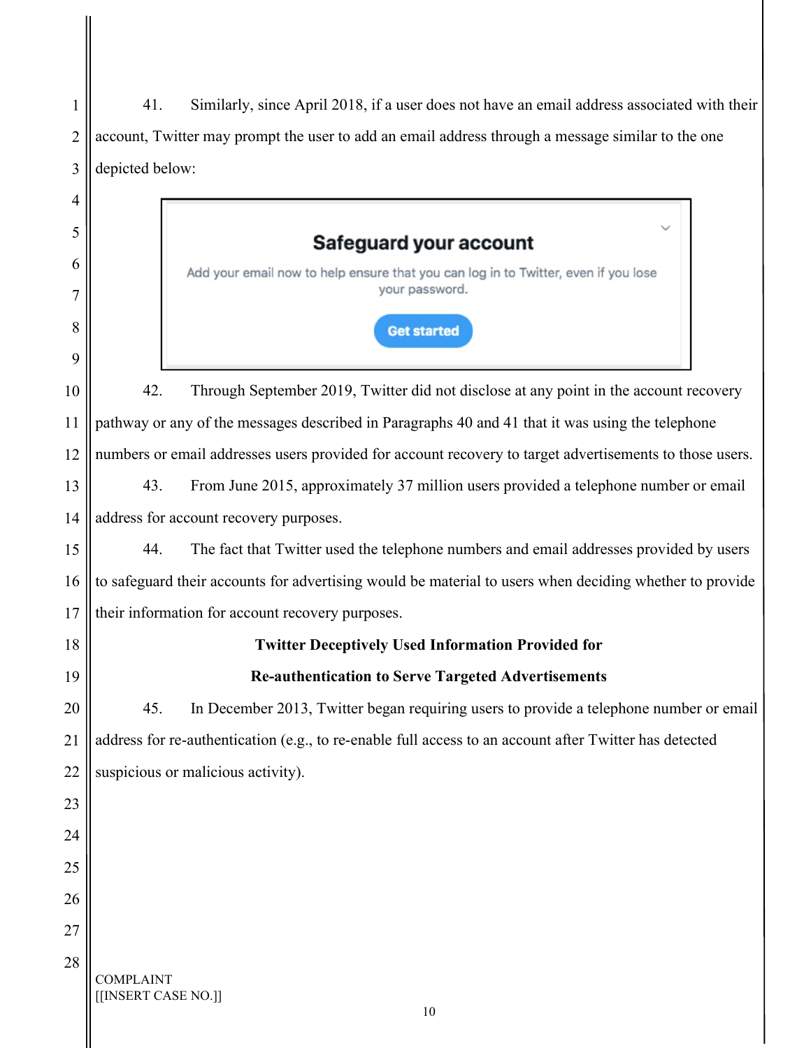41. Similarly, since April 2018, if a user does not have an email address associated with their account, Twitter may prompt the user to add an email address through a message similar to the one depicted below:

> **Safeguard your account**
>
> Add your email now to help ensure that you can log in to Twitter, even if you lose your password.
>
> Get started

42. Through September 2019, Twitter did not disclose at any point in the account recovery pathway or any of the messages described in Paragraphs 40 and 41 that it was using the telephone numbers or email addresses users provided for account recovery to target advertisements to those users.

43. From June 2015, approximately 37 million users provided a telephone number or email address for account recovery purposes.

44. The fact that Twitter used the telephone numbers and email addresses provided by users to safeguard their accounts for advertising would be material to users when deciding whether to provide their information for account recovery purposes.

**Twitter Deceptively Used Information Provided for Re-authentication to Serve Targeted Advertisements**

45. In December 2013, Twitter began requiring users to provide a telephone number or email address for re-authentication (e.g., to re-enable full access to an account after Twitter has detected suspicious or malicious activity).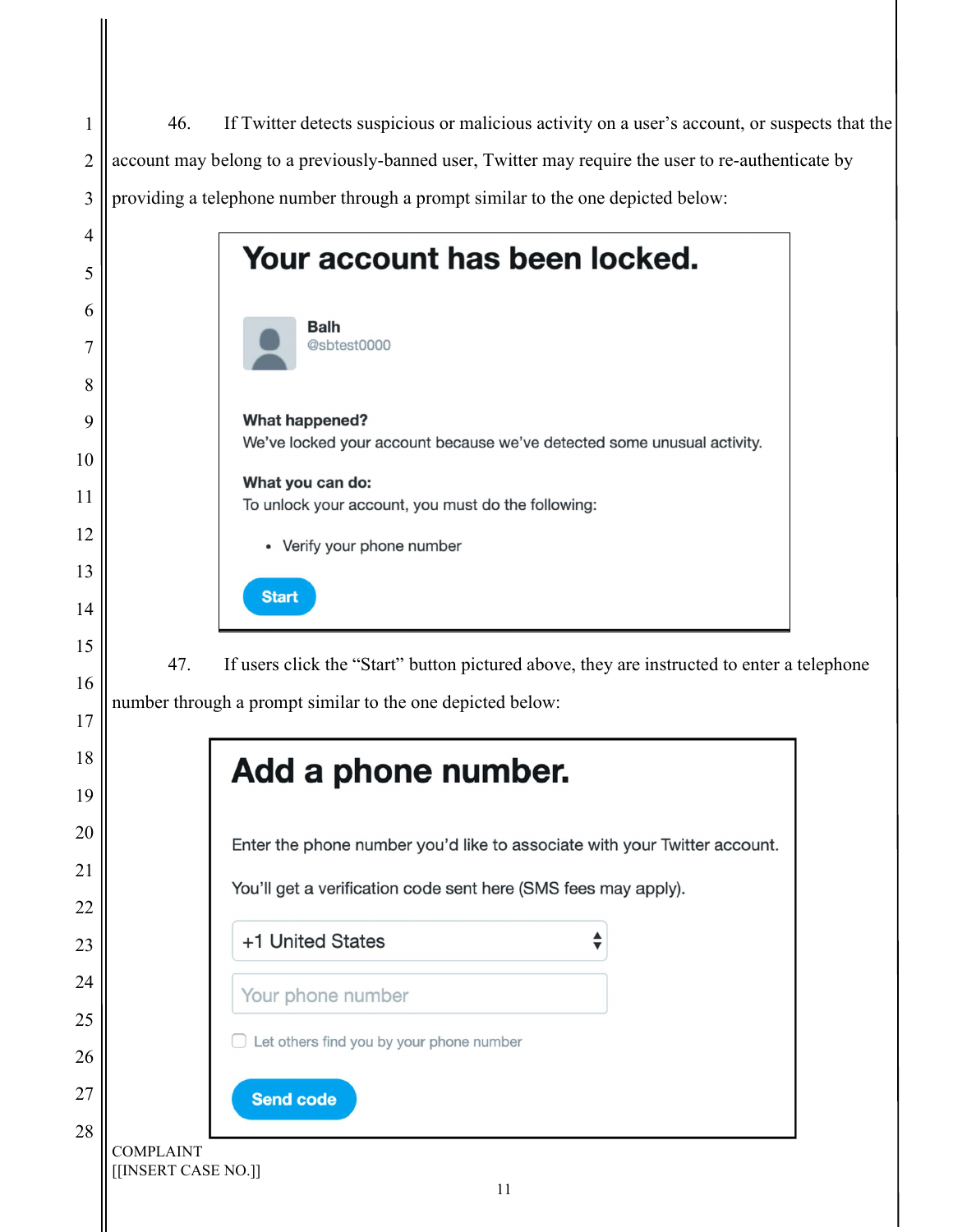46. If Twitter detects suspicious or malicious activity on a user's account, or suspects that the account may belong to a previously-banned user, Twitter may require the user to re-authenticate by providing a telephone number through a prompt similar to the one depicted below:

> **Your account has been locked.**
>
> **Balh**
> @sbtest0000
>
> **What happened?**
> We've locked your account because we've detected some unusual activity.
>
> **What you can do:**
> To unlock your account, you must do the following:
>
> - Verify your phone number
>
> Start

47. If users click the "Start" button pictured above, they are instructed to enter a telephone number through a prompt similar to the one depicted below:

> **Add a phone number.**
>
> Enter the phone number you'd like to associate with your Twitter account.
>
> You'll get a verification code sent here (SMS fees may apply).
>
> +1 United States
>
> Your phone number
>
> Let others find you by your phone number
>
> Send code

COMPLAINT
[[INSERT CASE NO.]]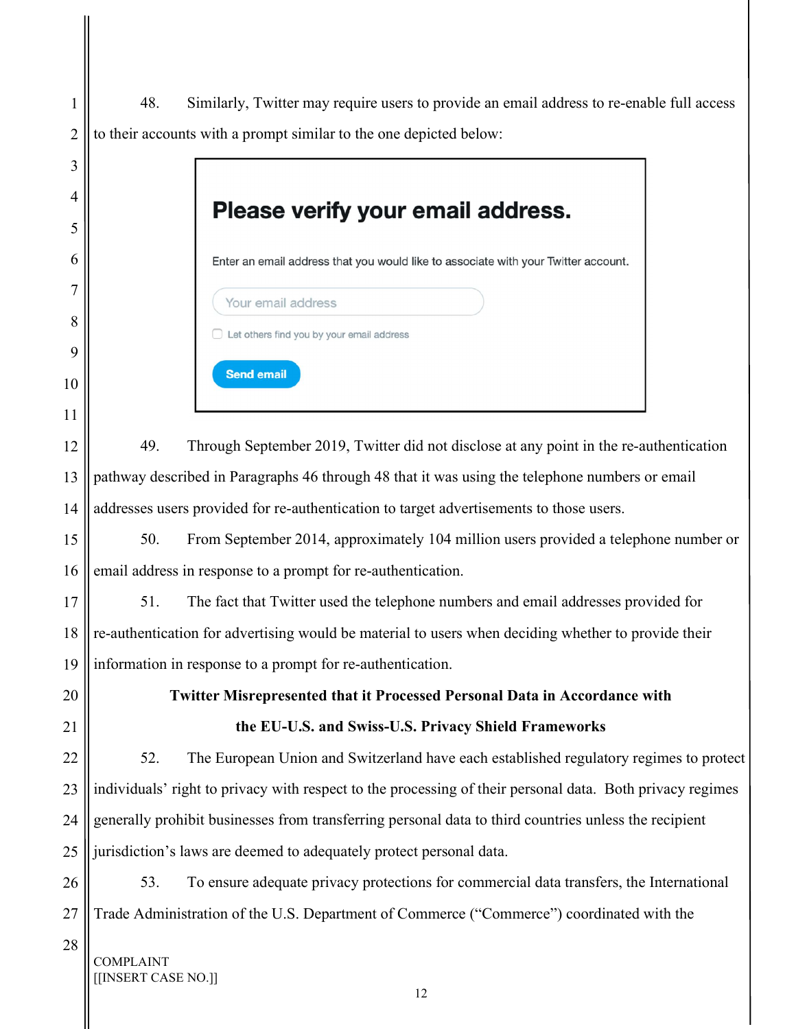48. Similarly, Twitter may require users to provide an email address to re-enable full access to their accounts with a prompt similar to the one depicted below:

> **Please verify your email address.**
>
> Enter an email address that you would like to associate with your Twitter account.
>
> Your email address
>
> ☐ Let others find you by your email address
>
> Send email

49. Through September 2019, Twitter did not disclose at any point in the re-authentication pathway described in Paragraphs 46 through 48 that it was using the telephone numbers or email addresses users provided for re-authentication to target advertisements to those users.

50. From September 2014, approximately 104 million users provided a telephone number or email address in response to a prompt for re-authentication.

51. The fact that Twitter used the telephone numbers and email addresses provided for re-authentication for advertising would be material to users when deciding whether to provide their information in response to a prompt for re-authentication.

**Twitter Misrepresented that it Processed Personal Data in Accordance with the EU-U.S. and Swiss-U.S. Privacy Shield Frameworks**

52. The European Union and Switzerland have each established regulatory regimes to protect individuals' right to privacy with respect to the processing of their personal data. Both privacy regimes generally prohibit businesses from transferring personal data to third countries unless the recipient jurisdiction's laws are deemed to adequately protect personal data.

53. To ensure adequate privacy protections for commercial data transfers, the International Trade Administration of the U.S. Department of Commerce ("Commerce") coordinated with the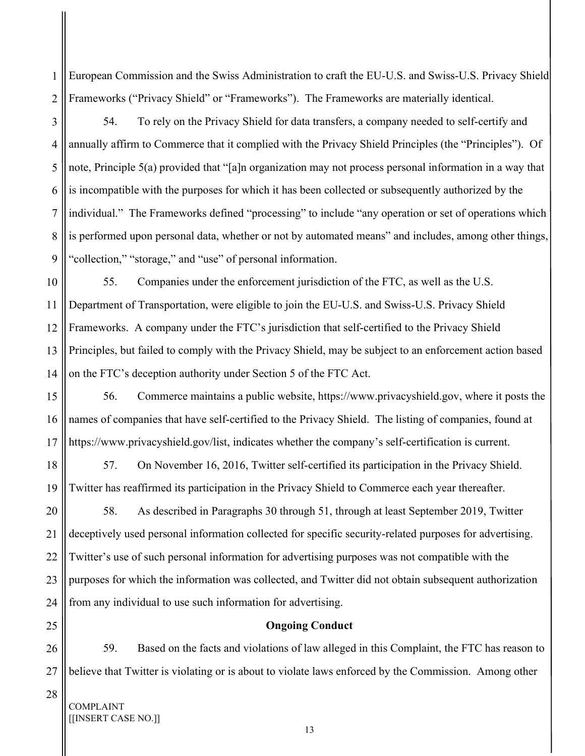European Commission and the Swiss Administration to craft the EU-U.S. and Swiss-U.S. Privacy Shield Frameworks ("Privacy Shield" or "Frameworks"). The Frameworks are materially identical.

54. To rely on the Privacy Shield for data transfers, a company needed to self-certify and annually affirm to Commerce that it complied with the Privacy Shield Principles (the "Principles"). Of note, Principle 5(a) provided that "[a]n organization may not process personal information in a way that is incompatible with the purposes for which it has been collected or subsequently authorized by the individual." The Frameworks defined "processing" to include "any operation or set of operations which is performed upon personal data, whether or not by automated means" and includes, among other things, "collection," "storage," and "use" of personal information.

55. Companies under the enforcement jurisdiction of the FTC, as well as the U.S. Department of Transportation, were eligible to join the EU-U.S. and Swiss-U.S. Privacy Shield Frameworks. A company under the FTC's jurisdiction that self-certified to the Privacy Shield Principles, but failed to comply with the Privacy Shield, may be subject to an enforcement action based on the FTC's deception authority under Section 5 of the FTC Act.

56. Commerce maintains a public website, https://www.privacyshield.gov, where it posts the names of companies that have self-certified to the Privacy Shield. The listing of companies, found at https://www.privacyshield.gov/list, indicates whether the company's self-certification is current.

57. On November 16, 2016, Twitter self-certified its participation in the Privacy Shield. Twitter has reaffirmed its participation in the Privacy Shield to Commerce each year thereafter.

58. As described in Paragraphs 30 through 51, through at least September 2019, Twitter deceptively used personal information collected for specific security-related purposes for advertising. Twitter's use of such personal information for advertising purposes was not compatible with the purposes for which the information was collected, and Twitter did not obtain subsequent authorization from any individual to use such information for advertising.

## Ongoing Conduct

59. Based on the facts and violations of law alleged in this Complaint, the FTC has reason to believe that Twitter is violating or is about to violate laws enforced by the Commission. Among other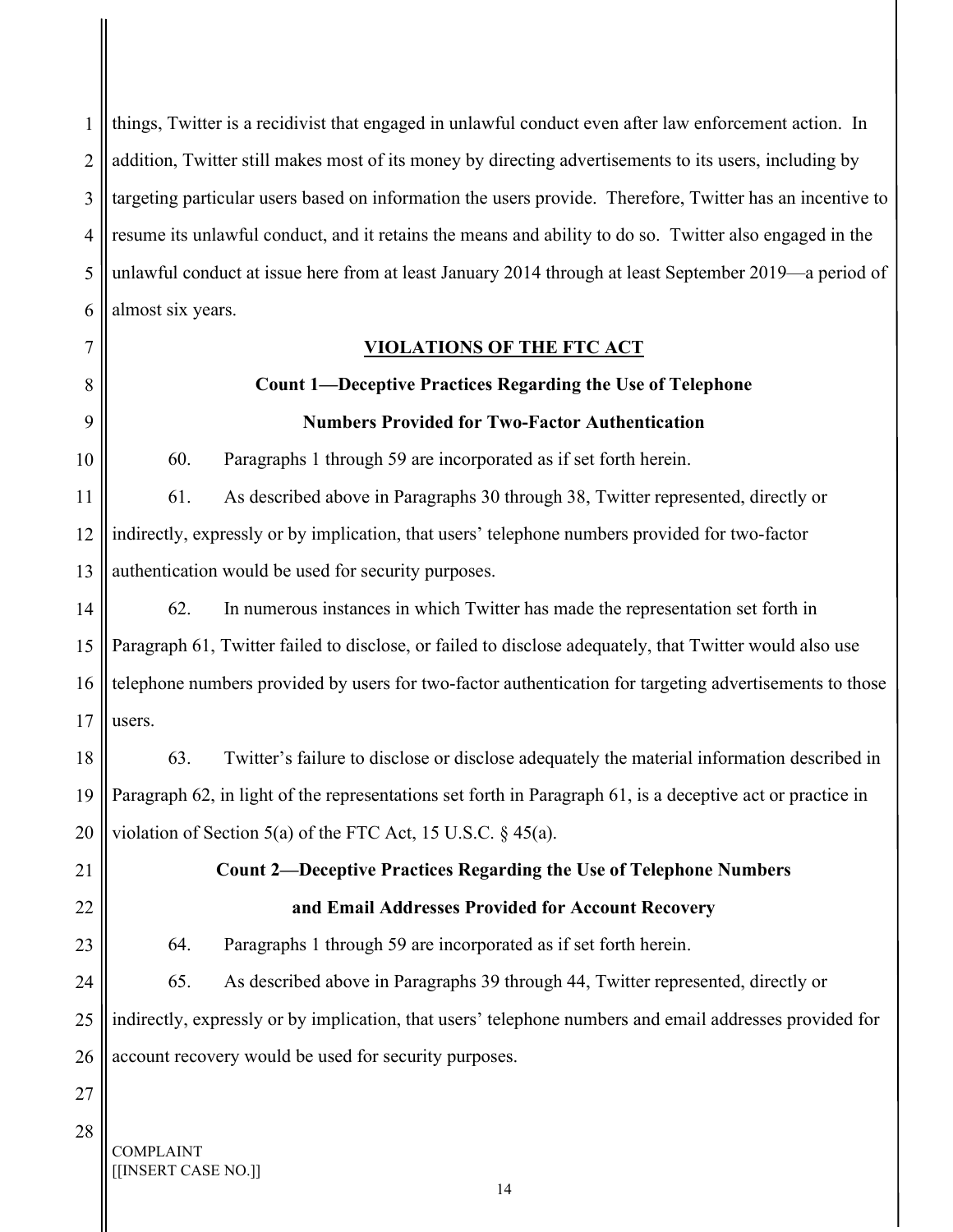things, Twitter is a recidivist that engaged in unlawful conduct even after law enforcement action. In addition, Twitter still makes most of its money by directing advertisements to its users, including by targeting particular users based on information the users provide. Therefore, Twitter has an incentive to resume its unlawful conduct, and it retains the means and ability to do so. Twitter also engaged in the unlawful conduct at issue here from at least January 2014 through at least September 2019—a period of almost six years.

## VIOLATIONS OF THE FTC ACT

### Count 1—Deceptive Practices Regarding the Use of Telephone Numbers Provided for Two-Factor Authentication

60. Paragraphs 1 through 59 are incorporated as if set forth herein.

61. As described above in Paragraphs 30 through 38, Twitter represented, directly or indirectly, expressly or by implication, that users' telephone numbers provided for two-factor authentication would be used for security purposes.

62. In numerous instances in which Twitter has made the representation set forth in Paragraph 61, Twitter failed to disclose, or failed to disclose adequately, that Twitter would also use telephone numbers provided by users for two-factor authentication for targeting advertisements to those users.

63. Twitter's failure to disclose or disclose adequately the material information described in Paragraph 62, in light of the representations set forth in Paragraph 61, is a deceptive act or practice in violation of Section 5(a) of the FTC Act, 15 U.S.C. § 45(a).

### Count 2—Deceptive Practices Regarding the Use of Telephone Numbers and Email Addresses Provided for Account Recovery

64. Paragraphs 1 through 59 are incorporated as if set forth herein.

65. As described above in Paragraphs 39 through 44, Twitter represented, directly or indirectly, expressly or by implication, that users' telephone numbers and email addresses provided for account recovery would be used for security purposes.

COMPLAINT
[[INSERT CASE NO.]]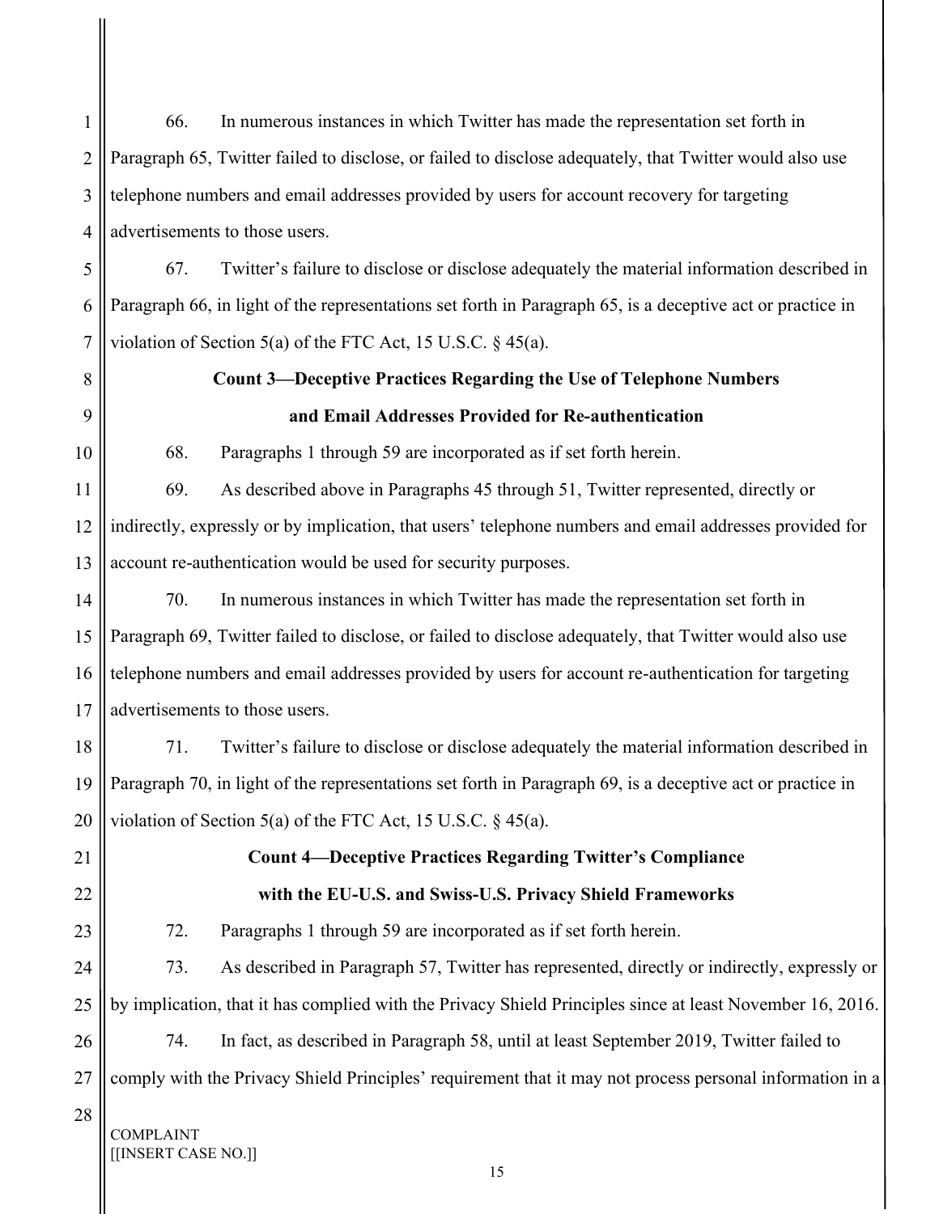66. In numerous instances in which Twitter has made the representation set forth in Paragraph 65, Twitter failed to disclose, or failed to disclose adequately, that Twitter would also use telephone numbers and email addresses provided by users for account recovery for targeting advertisements to those users.

67. Twitter's failure to disclose or disclose adequately the material information described in Paragraph 66, in light of the representations set forth in Paragraph 65, is a deceptive act or practice in violation of Section 5(a) of the FTC Act, 15 U.S.C. § 45(a).

**Count 3—Deceptive Practices Regarding the Use of Telephone Numbers and Email Addresses Provided for Re-authentication**

68. Paragraphs 1 through 59 are incorporated as if set forth herein.

69. As described above in Paragraphs 45 through 51, Twitter represented, directly or indirectly, expressly or by implication, that users' telephone numbers and email addresses provided for account re-authentication would be used for security purposes.

70. In numerous instances in which Twitter has made the representation set forth in Paragraph 69, Twitter failed to disclose, or failed to disclose adequately, that Twitter would also use telephone numbers and email addresses provided by users for account re-authentication for targeting advertisements to those users.

71. Twitter's failure to disclose or disclose adequately the material information described in Paragraph 70, in light of the representations set forth in Paragraph 69, is a deceptive act or practice in violation of Section 5(a) of the FTC Act, 15 U.S.C. § 45(a).

**Count 4—Deceptive Practices Regarding Twitter's Compliance with the EU-U.S. and Swiss-U.S. Privacy Shield Frameworks**

72. Paragraphs 1 through 59 are incorporated as if set forth herein.

73. As described in Paragraph 57, Twitter has represented, directly or indirectly, expressly or by implication, that it has complied with the Privacy Shield Principles since at least November 16, 2016.

74. In fact, as described in Paragraph 58, until at least September 2019, Twitter failed to comply with the Privacy Shield Principles' requirement that it may not process personal information in a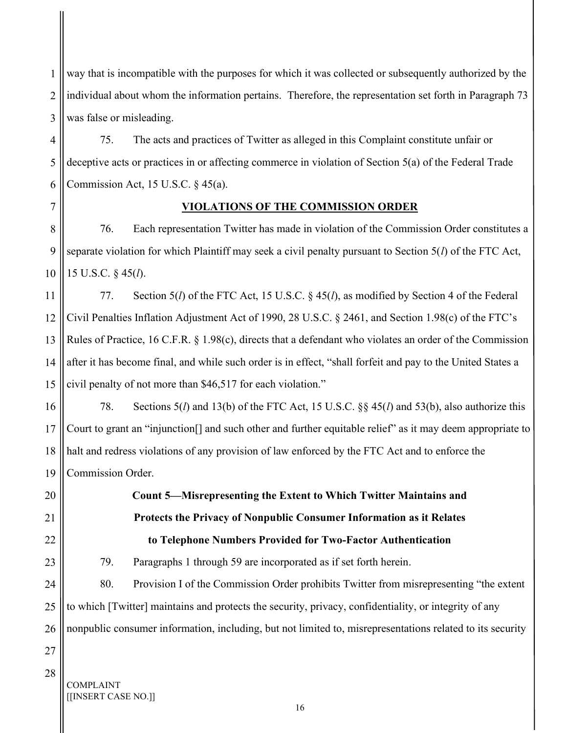way that is incompatible with the purposes for which it was collected or subsequently authorized by the individual about whom the information pertains. Therefore, the representation set forth in Paragraph 73 was false or misleading.

75. The acts and practices of Twitter as alleged in this Complaint constitute unfair or deceptive acts or practices in or affecting commerce in violation of Section 5(a) of the Federal Trade Commission Act, 15 U.S.C. § 45(a).

## VIOLATIONS OF THE COMMISSION ORDER

76. Each representation Twitter has made in violation of the Commission Order constitutes a separate violation for which Plaintiff may seek a civil penalty pursuant to Section 5(*l*) of the FTC Act, 15 U.S.C. § 45(*l*).

77. Section 5(*l*) of the FTC Act, 15 U.S.C. § 45(*l*), as modified by Section 4 of the Federal Civil Penalties Inflation Adjustment Act of 1990, 28 U.S.C. § 2461, and Section 1.98(c) of the FTC's Rules of Practice, 16 C.F.R. § 1.98(c), directs that a defendant who violates an order of the Commission after it has become final, and while such order is in effect, "shall forfeit and pay to the United States a civil penalty of not more than $46,517 for each violation."

78. Sections 5(*l*) and 13(b) of the FTC Act, 15 U.S.C. §§ 45(*l*) and 53(b), also authorize this Court to grant an "injunction[] and such other and further equitable relief" as it may deem appropriate to halt and redress violations of any provision of law enforced by the FTC Act and to enforce the Commission Order.

### Count 5—Misrepresenting the Extent to Which Twitter Maintains and Protects the Privacy of Nonpublic Consumer Information as it Relates to Telephone Numbers Provided for Two-Factor Authentication

79. Paragraphs 1 through 59 are incorporated as if set forth herein.

80. Provision I of the Commission Order prohibits Twitter from misrepresenting "the extent to which [Twitter] maintains and protects the security, privacy, confidentiality, or integrity of any nonpublic consumer information, including, but not limited to, misrepresentations related to its security

COMPLAINT
[[INSERT CASE NO.]]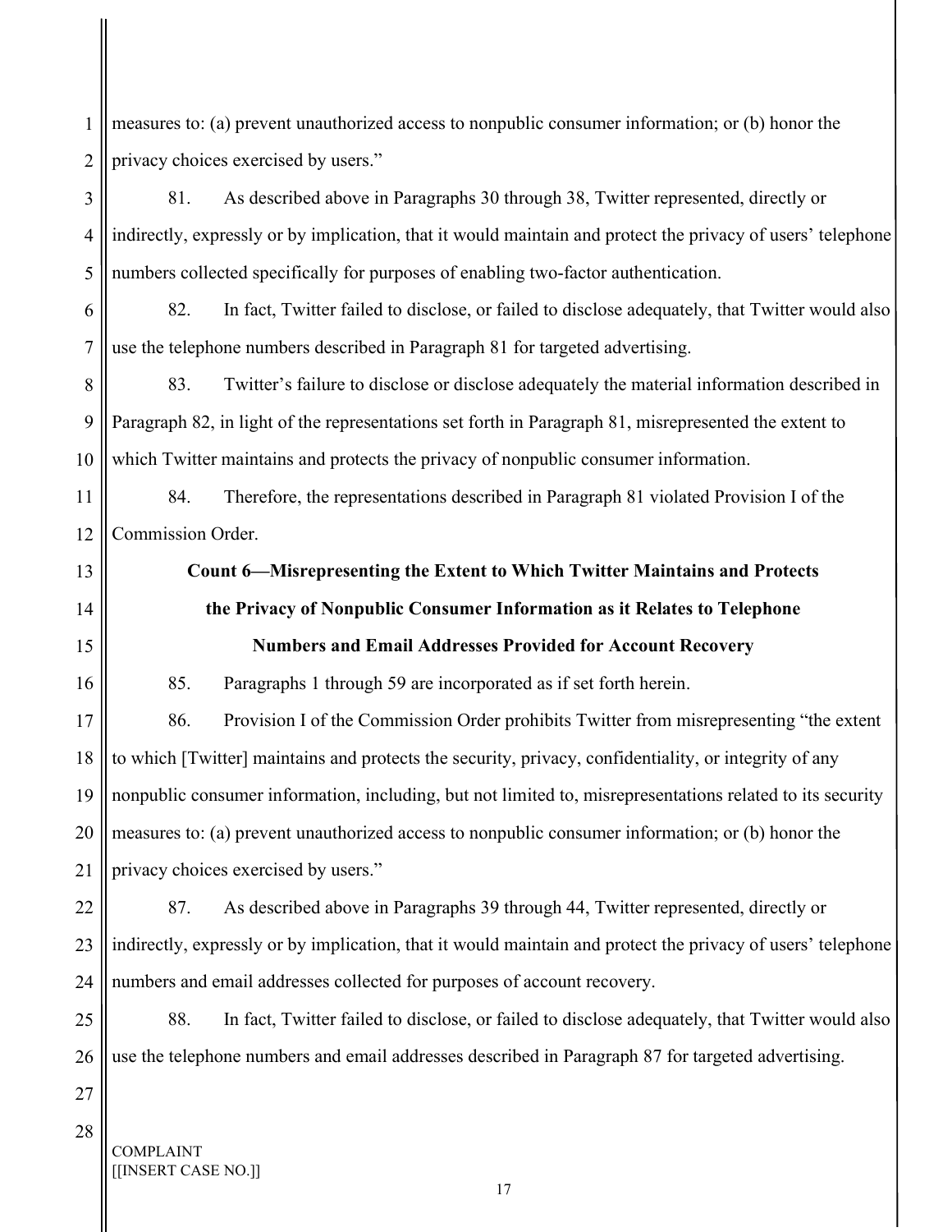measures to: (a) prevent unauthorized access to nonpublic consumer information; or (b) honor the privacy choices exercised by users."

81. As described above in Paragraphs 30 through 38, Twitter represented, directly or indirectly, expressly or by implication, that it would maintain and protect the privacy of users' telephone numbers collected specifically for purposes of enabling two-factor authentication.

82. In fact, Twitter failed to disclose, or failed to disclose adequately, that Twitter would also use the telephone numbers described in Paragraph 81 for targeted advertising.

83. Twitter's failure to disclose or disclose adequately the material information described in Paragraph 82, in light of the representations set forth in Paragraph 81, misrepresented the extent to which Twitter maintains and protects the privacy of nonpublic consumer information.

84. Therefore, the representations described in Paragraph 81 violated Provision I of the Commission Order.

**Count 6—Misrepresenting the Extent to Which Twitter Maintains and Protects the Privacy of Nonpublic Consumer Information as it Relates to Telephone Numbers and Email Addresses Provided for Account Recovery**

85. Paragraphs 1 through 59 are incorporated as if set forth herein.

86. Provision I of the Commission Order prohibits Twitter from misrepresenting "the extent to which [Twitter] maintains and protects the security, privacy, confidentiality, or integrity of any nonpublic consumer information, including, but not limited to, misrepresentations related to its security measures to: (a) prevent unauthorized access to nonpublic consumer information; or (b) honor the privacy choices exercised by users."

87. As described above in Paragraphs 39 through 44, Twitter represented, directly or indirectly, expressly or by implication, that it would maintain and protect the privacy of users' telephone numbers and email addresses collected for purposes of account recovery.

88. In fact, Twitter failed to disclose, or failed to disclose adequately, that Twitter would also use the telephone numbers and email addresses described in Paragraph 87 for targeted advertising.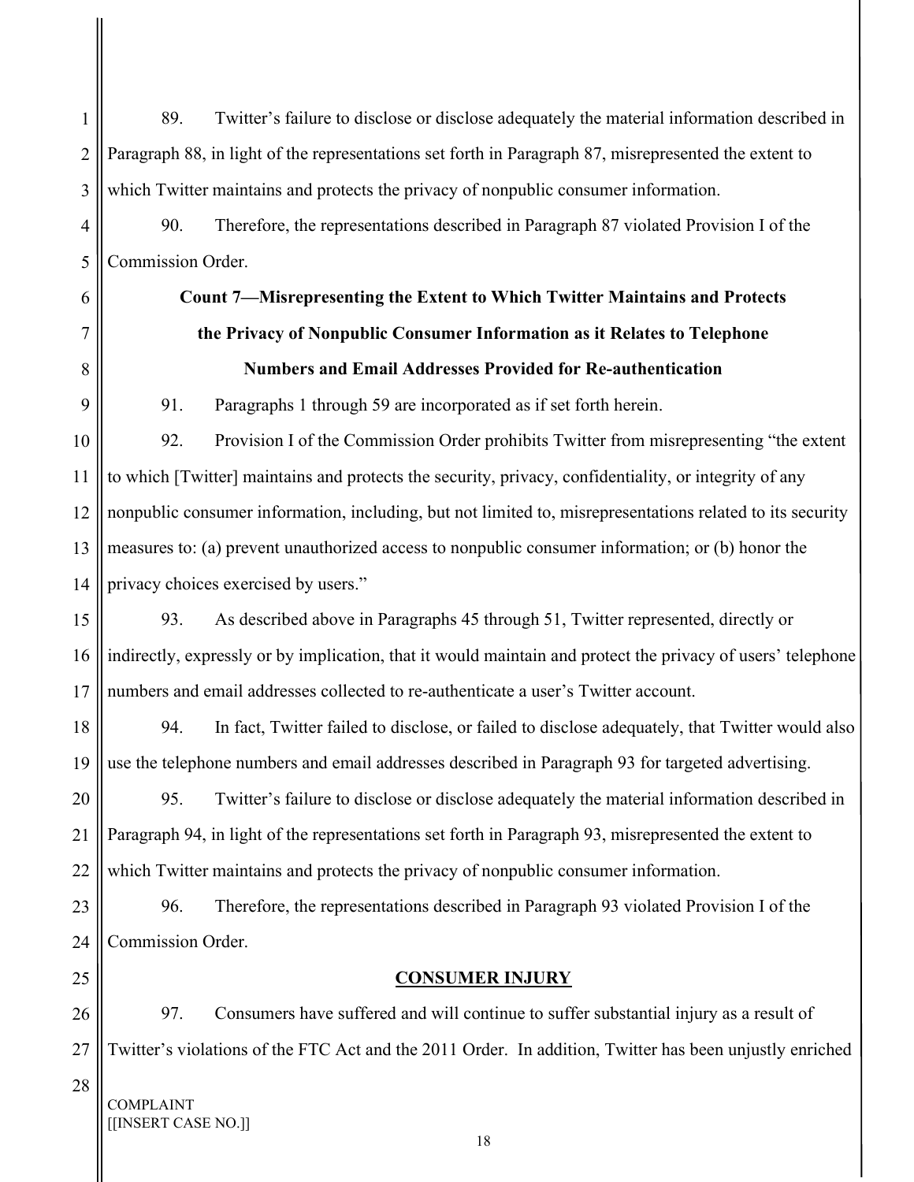89. Twitter's failure to disclose or disclose adequately the material information described in Paragraph 88, in light of the representations set forth in Paragraph 87, misrepresented the extent to which Twitter maintains and protects the privacy of nonpublic consumer information.

90. Therefore, the representations described in Paragraph 87 violated Provision I of the Commission Order.

**Count 7—Misrepresenting the Extent to Which Twitter Maintains and Protects the Privacy of Nonpublic Consumer Information as it Relates to Telephone Numbers and Email Addresses Provided for Re-authentication**

91. Paragraphs 1 through 59 are incorporated as if set forth herein.

92. Provision I of the Commission Order prohibits Twitter from misrepresenting "the extent to which [Twitter] maintains and protects the security, privacy, confidentiality, or integrity of any nonpublic consumer information, including, but not limited to, misrepresentations related to its security measures to: (a) prevent unauthorized access to nonpublic consumer information; or (b) honor the privacy choices exercised by users."

93. As described above in Paragraphs 45 through 51, Twitter represented, directly or indirectly, expressly or by implication, that it would maintain and protect the privacy of users' telephone numbers and email addresses collected to re-authenticate a user's Twitter account.

94. In fact, Twitter failed to disclose, or failed to disclose adequately, that Twitter would also use the telephone numbers and email addresses described in Paragraph 93 for targeted advertising.

95. Twitter's failure to disclose or disclose adequately the material information described in Paragraph 94, in light of the representations set forth in Paragraph 93, misrepresented the extent to which Twitter maintains and protects the privacy of nonpublic consumer information.

96. Therefore, the representations described in Paragraph 93 violated Provision I of the Commission Order.

**CONSUMER INJURY**

97. Consumers have suffered and will continue to suffer substantial injury as a result of Twitter's violations of the FTC Act and the 2011 Order. In addition, Twitter has been unjustly enriched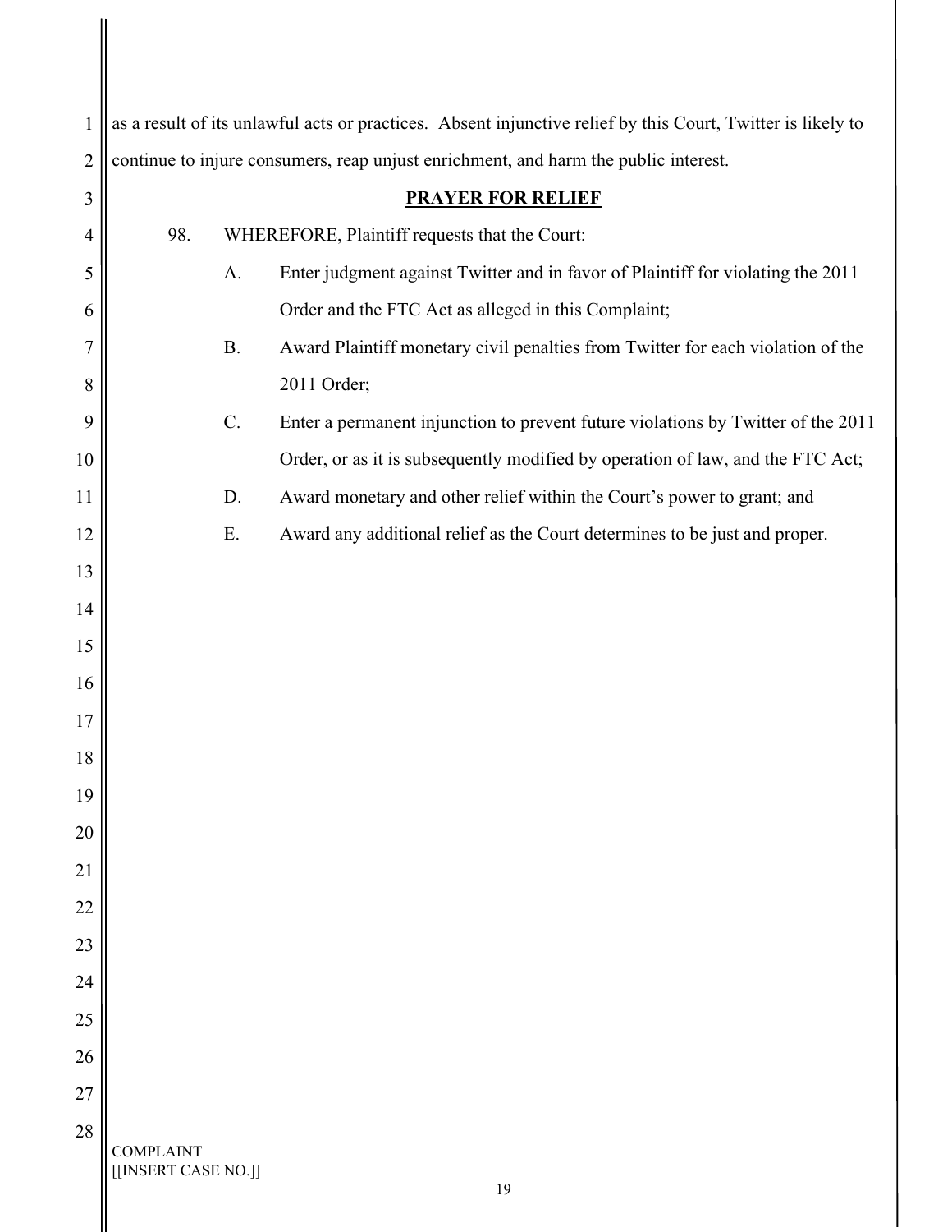as a result of its unlawful acts or practices. Absent injunctive relief by this Court, Twitter is likely to continue to injure consumers, reap unjust enrichment, and harm the public interest.

## PRAYER FOR RELIEF

98. WHEREFORE, Plaintiff requests that the Court:

A. Enter judgment against Twitter and in favor of Plaintiff for violating the 2011 Order and the FTC Act as alleged in this Complaint;

B. Award Plaintiff monetary civil penalties from Twitter for each violation of the 2011 Order;

C. Enter a permanent injunction to prevent future violations by Twitter of the 2011 Order, or as it is subsequently modified by operation of law, and the FTC Act;

D. Award monetary and other relief within the Court's power to grant; and

E. Award any additional relief as the Court determines to be just and proper.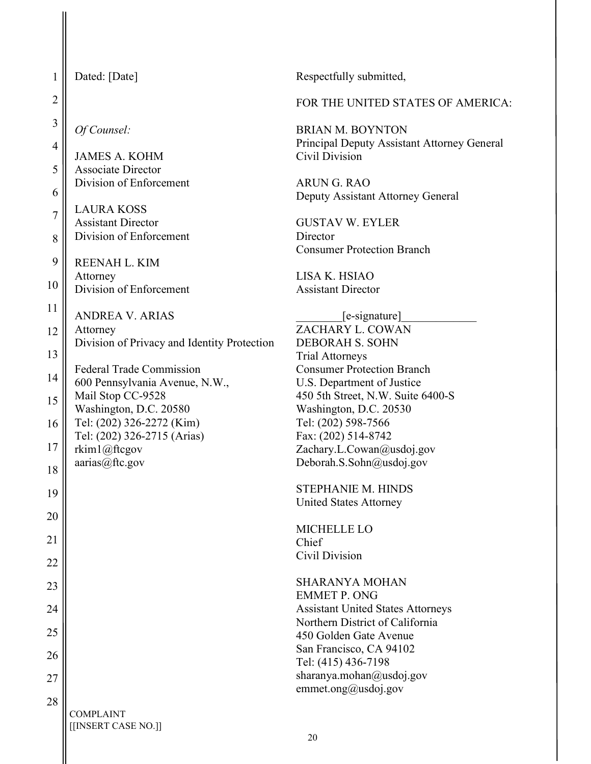Dated: [Date]

Respectfully submitted,

FOR THE UNITED STATES OF AMERICA:

BRIAN M. BOYNTON
Principal Deputy Assistant Attorney General
Civil Division

ARUN G. RAO
Deputy Assistant Attorney General

GUSTAV W. EYLER
Director
Consumer Protection Branch

LISA K. HSIAO
Assistant Director

________[e-signature]_____________
ZACHARY L. COWAN
DEBORAH S. SOHN
Trial Attorneys
Consumer Protection Branch
U.S. Department of Justice
450 5th Street, N.W. Suite 6400-S
Washington, D.C. 20530
Tel: (202) 598-7566
Fax: (202) 514-8742
Zachary.L.Cowan@usdoj.gov
Deborah.S.Sohn@usdoj.gov

STEPHANIE M. HINDS
United States Attorney

MICHELLE LO
Chief
Civil Division

SHARANYA MOHAN
EMMET P. ONG
Assistant United States Attorneys
Northern District of California
450 Golden Gate Avenue
San Francisco, CA 94102
Tel: (415) 436-7198
sharanya.mohan@usdoj.gov
emmet.ong@usdoj.gov

*Of Counsel:*

JAMES A. KOHM
Associate Director
Division of Enforcement

LAURA KOSS
Assistant Director
Division of Enforcement

REENAH L. KIM
Attorney
Division of Enforcement

ANDREA V. ARIAS
Attorney
Division of Privacy and Identity Protection

Federal Trade Commission
600 Pennsylvania Avenue, N.W.,
Mail Stop CC-9528
Washington, D.C. 20580
Tel: (202) 326-2272 (Kim)
Tel: (202) 326-2715 (Arias)
rkim1@ftcgov
aarias@ftc.gov

COMPLAINT
[[INSERT CASE NO.]]